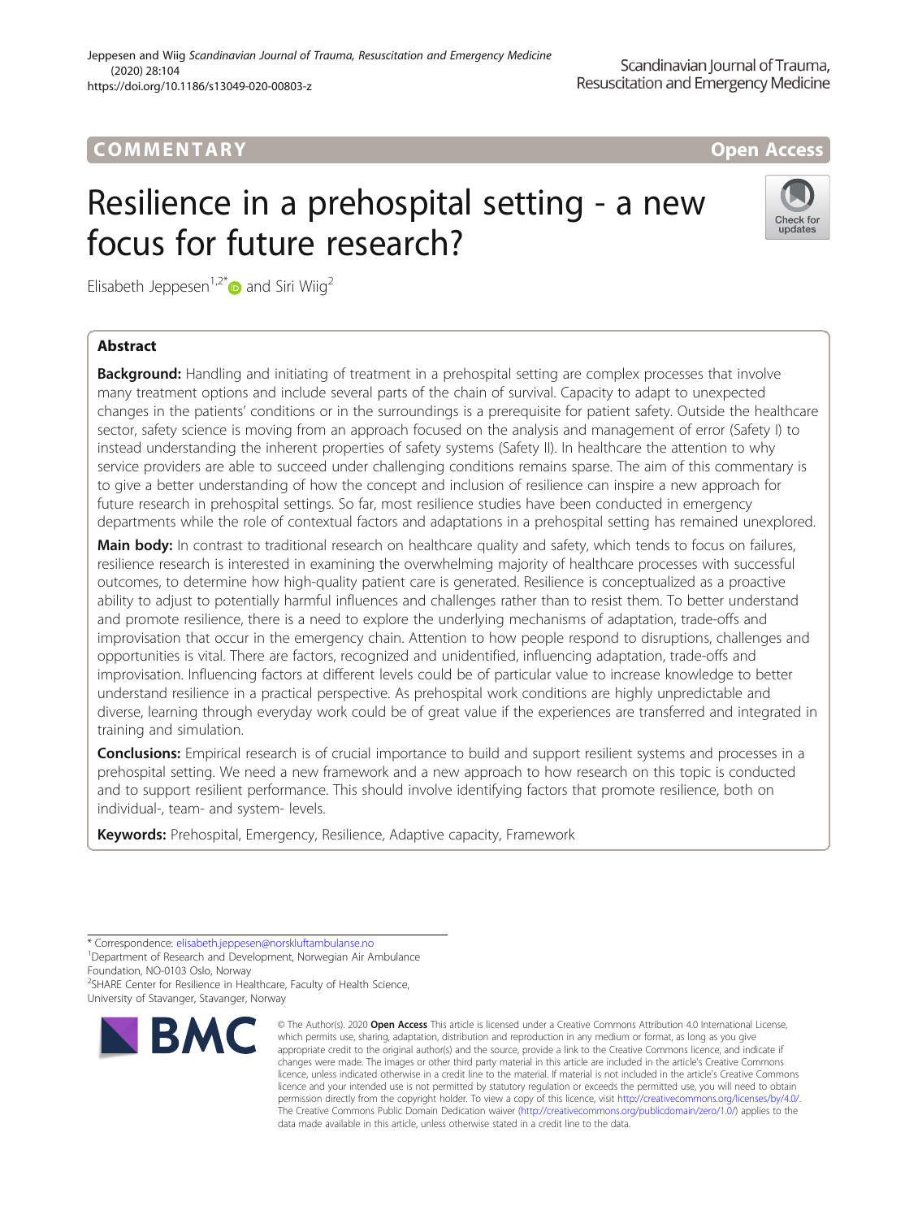COMMENTARY

Open Access

# Resilience in a prehospital setting - a new focus for future research?

Elisabeth Jeppesen[1,2*] and Siri Wiig[2]

## Abstract

**Background:** Handling and initiating of treatment in a prehospital setting are complex processes that involve many treatment options and include several parts of the chain of survival. Capacity to adapt to unexpected changes in the patients' conditions or in the surroundings is a prerequisite for patient safety. Outside the healthcare sector, safety science is moving from an approach focused on the analysis and management of error (Safety I) to instead understanding the inherent properties of safety systems (Safety II). In healthcare the attention to why service providers are able to succeed under challenging conditions remains sparse. The aim of this commentary is to give a better understanding of how the concept and inclusion of resilience can inspire a new approach for future research in prehospital settings. So far, most resilience studies have been conducted in emergency departments while the role of contextual factors and adaptations in a prehospital setting has remained unexplored.

**Main body:** In contrast to traditional research on healthcare quality and safety, which tends to focus on failures, resilience research is interested in examining the overwhelming majority of healthcare processes with successful outcomes, to determine how high-quality patient care is generated. Resilience is conceptualized as a proactive ability to adjust to potentially harmful influences and challenges rather than to resist them. To better understand and promote resilience, there is a need to explore the underlying mechanisms of adaptation, trade-offs and improvisation that occur in the emergency chain. Attention to how people respond to disruptions, challenges and opportunities is vital. There are factors, recognized and unidentified, influencing adaptation, trade-offs and improvisation. Influencing factors at different levels could be of particular value to increase knowledge to better understand resilience in a practical perspective. As prehospital work conditions are highly unpredictable and diverse, learning through everyday work could be of great value if the experiences are transferred and integrated in training and simulation.

**Conclusions:** Empirical research is of crucial importance to build and support resilient systems and processes in a prehospital setting. We need a new framework and a new approach to how research on this topic is conducted and to support resilient performance. This should involve identifying factors that promote resilience, both on individual-, team- and system- levels.

**Keywords:** Prehospital, Emergency, Resilience, Adaptive capacity, Framework

\* Correspondence: elisabeth.jeppesen@norskluftambulanse.no
[1]Department of Research and Development, Norwegian Air Ambulance Foundation, NO-0103 Oslo, Norway
[2]SHARE Center for Resilience in Healthcare, Faculty of Health Science, University of Stavanger, Stavanger, Norway

© The Author(s). 2020 **Open Access** This article is licensed under a Creative Commons Attribution 4.0 International License, which permits use, sharing, adaptation, distribution and reproduction in any medium or format, as long as you give appropriate credit to the original author(s) and the source, provide a link to the Creative Commons licence, and indicate if changes were made. The images or other third party material in this article are included in the article's Creative Commons licence, unless indicated otherwise in a credit line to the material. If material is not included in the article's Creative Commons licence and your intended use is not permitted by statutory regulation or exceeds the permitted use, you will need to obtain permission directly from the copyright holder. To view a copy of this licence, visit http://creativecommons.org/licenses/by/4.0/. The Creative Commons Public Domain Dedication waiver (http://creativecommons.org/publicdomain/zero/1.0/) applies to the data made available in this article, unless otherwise stated in a credit line to the data.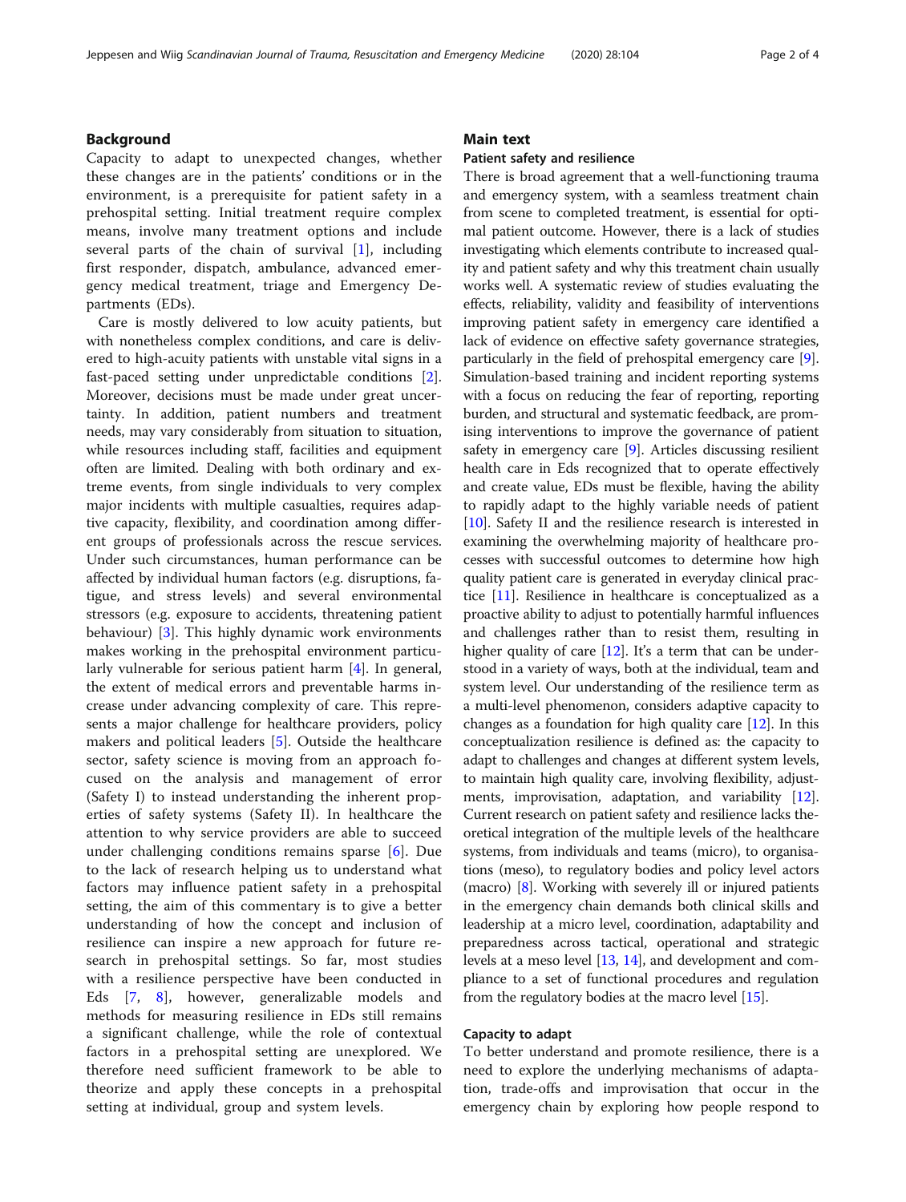## Background

Capacity to adapt to unexpected changes, whether these changes are in the patients' conditions or in the environment, is a prerequisite for patient safety in a prehospital setting. Initial treatment require complex means, involve many treatment options and include several parts of the chain of survival [1], including first responder, dispatch, ambulance, advanced emergency medical treatment, triage and Emergency Departments (EDs).

Care is mostly delivered to low acuity patients, but with nonetheless complex conditions, and care is delivered to high-acuity patients with unstable vital signs in a fast-paced setting under unpredictable conditions [2]. Moreover, decisions must be made under great uncertainty. In addition, patient numbers and treatment needs, may vary considerably from situation to situation, while resources including staff, facilities and equipment often are limited. Dealing with both ordinary and extreme events, from single individuals to very complex major incidents with multiple casualties, requires adaptive capacity, flexibility, and coordination among different groups of professionals across the rescue services. Under such circumstances, human performance can be affected by individual human factors (e.g. disruptions, fatigue, and stress levels) and several environmental stressors (e.g. exposure to accidents, threatening patient behaviour) [3]. This highly dynamic work environments makes working in the prehospital environment particularly vulnerable for serious patient harm [4]. In general, the extent of medical errors and preventable harms increase under advancing complexity of care. This represents a major challenge for healthcare providers, policy makers and political leaders [5]. Outside the healthcare sector, safety science is moving from an approach focused on the analysis and management of error (Safety I) to instead understanding the inherent properties of safety systems (Safety II). In healthcare the attention to why service providers are able to succeed under challenging conditions remains sparse [6]. Due to the lack of research helping us to understand what factors may influence patient safety in a prehospital setting, the aim of this commentary is to give a better understanding of how the concept and inclusion of resilience can inspire a new approach for future research in prehospital settings. So far, most studies with a resilience perspective have been conducted in Eds [7, 8], however, generalizable models and methods for measuring resilience in EDs still remains a significant challenge, while the role of contextual factors in a prehospital setting are unexplored. We therefore need sufficient framework to be able to theorize and apply these concepts in a prehospital setting at individual, group and system levels.

## Main text

### Patient safety and resilience

There is broad agreement that a well-functioning trauma and emergency system, with a seamless treatment chain from scene to completed treatment, is essential for optimal patient outcome. However, there is a lack of studies investigating which elements contribute to increased quality and patient safety and why this treatment chain usually works well. A systematic review of studies evaluating the effects, reliability, validity and feasibility of interventions improving patient safety in emergency care identified a lack of evidence on effective safety governance strategies, particularly in the field of prehospital emergency care [9]. Simulation-based training and incident reporting systems with a focus on reducing the fear of reporting, reporting burden, and structural and systematic feedback, are promising interventions to improve the governance of patient safety in emergency care [9]. Articles discussing resilient health care in Eds recognized that to operate effectively and create value, EDs must be flexible, having the ability to rapidly adapt to the highly variable needs of patient [10]. Safety II and the resilience research is interested in examining the overwhelming majority of healthcare processes with successful outcomes to determine how high quality patient care is generated in everyday clinical practice [11]. Resilience in healthcare is conceptualized as a proactive ability to adjust to potentially harmful influences and challenges rather than to resist them, resulting in higher quality of care [12]. It's a term that can be understood in a variety of ways, both at the individual, team and system level. Our understanding of the resilience term as a multi-level phenomenon, considers adaptive capacity to changes as a foundation for high quality care [12]. In this conceptualization resilience is defined as: the capacity to adapt to challenges and changes at different system levels, to maintain high quality care, involving flexibility, adjustments, improvisation, adaptation, and variability [12]. Current research on patient safety and resilience lacks theoretical integration of the multiple levels of the healthcare systems, from individuals and teams (micro), to organisations (meso), to regulatory bodies and policy level actors (macro) [8]. Working with severely ill or injured patients in the emergency chain demands both clinical skills and leadership at a micro level, coordination, adaptability and preparedness across tactical, operational and strategic levels at a meso level [13, 14], and development and compliance to a set of functional procedures and regulation from the regulatory bodies at the macro level [15].

### Capacity to adapt

To better understand and promote resilience, there is a need to explore the underlying mechanisms of adaptation, trade-offs and improvisation that occur in the emergency chain by exploring how people respond to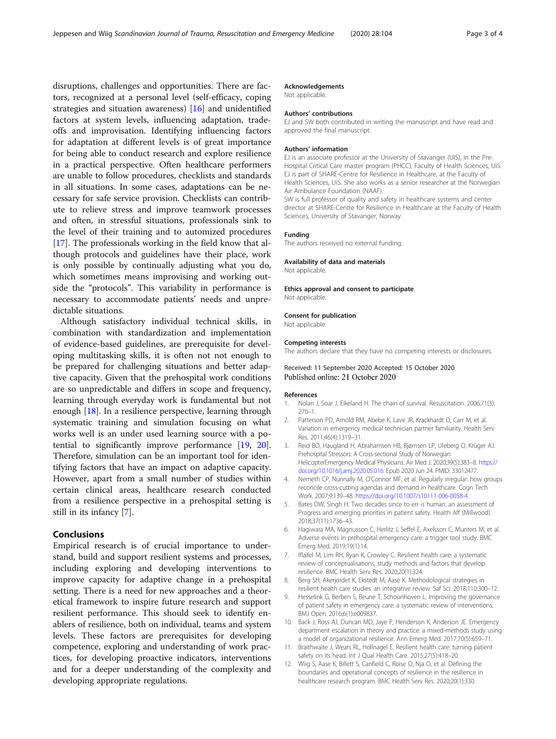disruptions, challenges and opportunities. There are factors, recognized at a personal level (self-efficacy, coping strategies and situation awareness) [16] and unidentified factors at system levels, influencing adaptation, trade-offs and improvisation. Identifying influencing factors for adaptation at different levels is of great importance for being able to conduct research and explore resilience in a practical perspective. Often healthcare performers are unable to follow procedures, checklists and standards in all situations. In some cases, adaptations can be necessary for safe service provision. Checklists can contribute to relieve stress and improve teamwork processes and often, in stressful situations, professionals sink to the level of their training and to automized procedures [17]. The professionals working in the field know that although protocols and guidelines have their place, work is only possible by continually adjusting what you do, which sometimes means improvising and working outside the "protocols". This variability in performance is necessary to accommodate patients' needs and unpredictable situations.

Although satisfactory individual technical skills, in combination with standardization and implementation of evidence-based guidelines, are prerequisite for developing multitasking skills, it is often not not enough to be prepared for challenging situations and better adaptive capacity. Given that the prehospital work conditions are so unpredictable and differs in scope and frequency, learning through everyday work is fundamental but not enough [18]. In a resilience perspective, learning through systematic training and simulation focusing on what works well is an under used learning source with a potential to significantly improve performance [19, 20]. Therefore, simulation can be an important tool for identifying factors that have an impact on adaptive capacity. However, apart from a small number of studies within certain clinical areas, healthcare research conducted from a resilience perspective in a prehospital setting is still in its infancy [7].

## Conclusions

Empirical research is of crucial importance to understand, build and support resilient systems and processes, including exploring and developing interventions to improve capacity for adaptive change in a prehospital setting. There is a need for new approaches and a theoretical framework to inspire future research and support resilient performance. This should seek to identify enablers of resilience, both on individual, teams and system levels. These factors are prerequisites for developing competence, exploring and understanding of work practices, for developing proactive indicators, interventions and for a deeper understanding of the complexity and developing appropriate regulations.

### Acknowledgements

Not applicable.

### Authors' contributions

EJ and SW both contributed in writing the manuscript and have read and approved the final manuscript.

### Authors' information

EJ is an associate professor at the University of Stavanger (UIS), in the Pre-Hospital Critical Care master program (PHCC), Faculty of Health Sciences, UiS. EJ is part of SHARE-Centre for Resilience in Healthcare, at the Faculty of Health Sciences, UiS. She also works as a senior researcher at the Norwegian Air Ambulance Foundation (NAAF).

SW is full professor of quality and safety in healthcare systems and center director at SHARE-Centre for Resilience in Healthcare at the Faculty of Health Sciences, University of Stavanger, Norway.

### Funding

The authors received no external funding.

### Availability of data and materials

Not applicable.

### Ethics approval and consent to participate

Not applicable.

### Consent for publication

Not applicable.

### Competing interests

The authors declare that they have no competing interests or disclosures.

Received: 11 September 2020 Accepted: 15 October 2020
Published online: 21 October 2020

### References

1. Nolan J, Soar J, Eikeland H. The chain of survival. Resuscitation. 2006;71(3):270–1.
2. Patterson PD, Arnold RM, Abebe K, Lave JR, Krackhardt D, Carr M, et al. Variation in emergency medical technician partner familiarity. Health Serv Res. 2011;46(4):1319–31.
3. Reid BO, Haugland H, Abrahamsen HB, Bjørnsen LP, Uleberg O, Krüger AJ. Prehospital Stressors: A Cross-sectional Study of Norwegian HelicopterEmergency Medical Physicians. Air Med J. 2020;39(5):383–8. https://doi.org/10.1016/j.amj.2020.05.016. Epub 2020 Jun 24. PMID: 33012477.
4. Nemeth CP, Nunnally M, O'Connor MF, et al. Regularly irregular: how groups reconcile cross-cutting agendas and demand in healthcare. Cogn Tech Work. 2007;9:139–48. https://doi.org/10.1007/s10111-006-0058-4.
5. Bates DW, Singh H. Two decades since to err is human: an assessment of Progress and emerging priorities in patient safety. Health Aff (Millwood). 2018;37(11):1736–43.
6. Hagiwara MA, Magnusson C, Herlitz J, Seffel E, Axelsson C, Munters M, et al. Adverse events in prehospital emergency care: a trigger tool study. BMC Emerg Med. 2019;19(1):14.
7. Iflaifel M, Lim RH, Ryan K, Crowley C. Resilient health care: a systematic review of conceptualisations, study methods and factors that develop resilience. BMC Health Serv Res. 2020;20(1):324.
8. Berg SH, Akerjordet K, Ekstedt M, Aase K. Methodological strategies in resilient health care studies: an integrative review. Saf Sci. 2018;110:300–12.
9. Hesselink G, Berben S, Beune T, Schoonhoven L. Improving the governance of patient safety in emergency care: a systematic review of interventions. BMJ Open. 2016;6(1):e009837.
10. Back J, Ross AJ, Duncan MD, Jaye P, Henderson K, Anderson JE. Emergency department escalation in theory and practice: a mixed-methods study using a model of organizational resilience. Ann Emerg Med. 2017;70(5):659–71.
11. Braithwaite J, Wears RL, Hollnagel E. Resilient health care: turning patient safety on its head. Int J Qual Health Care. 2015;27(5):418–20.
12. Wiig S, Aase K, Billett S, Canfield C, Roise O, Nja O, et al. Defining the boundaries and operational concepts of resilience in the resilience in healthcare research program. BMC Health Serv Res. 2020;20(1):330.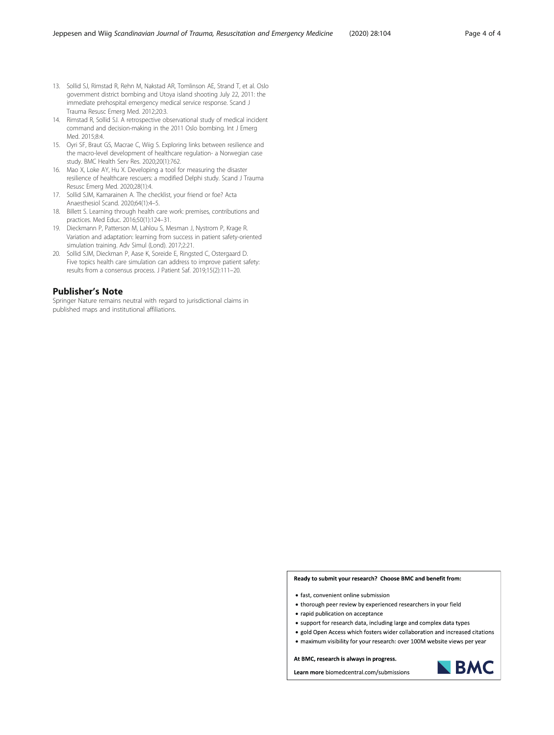13. Sollid SJ, Rimstad R, Rehn M, Nakstad AR, Tomlinson AE, Strand T, et al. Oslo government district bombing and Utoya island shooting July 22, 2011: the immediate prehospital emergency medical service response. Scand J Trauma Resusc Emerg Med. 2012;20:3.
14. Rimstad R, Sollid SJ. A retrospective observational study of medical incident command and decision-making in the 2011 Oslo bombing. Int J Emerg Med. 2015;8:4.
15. Oyri SF, Braut GS, Macrae C, Wiig S. Exploring links between resilience and the macro-level development of healthcare regulation- a Norwegian case study. BMC Health Serv Res. 2020;20(1):762.
16. Mao X, Loke AY, Hu X. Developing a tool for measuring the disaster resilience of healthcare rescuers: a modified Delphi study. Scand J Trauma Resusc Emerg Med. 2020;28(1):4.
17. Sollid SJM, Kamarainen A. The checklist, your friend or foe? Acta Anaesthesiol Scand. 2020;64(1):4–5.
18. Billett S. Learning through health care work: premises, contributions and practices. Med Educ. 2016;50(1):124–31.
19. Dieckmann P, Patterson M, Lahlou S, Mesman J, Nystrom P, Krage R. Variation and adaptation: learning from success in patient safety-oriented simulation training. Adv Simul (Lond). 2017;2:21.
20. Sollid SJM, Dieckman P, Aase K, Soreide E, Ringsted C, Ostergaard D. Five topics health care simulation can address to improve patient safety: results from a consensus process. J Patient Saf. 2019;15(2):111–20.

## Publisher's Note

Springer Nature remains neutral with regard to jurisdictional claims in published maps and institutional affiliations.

**Ready to submit your research? Choose BMC and benefit from:**

- fast, convenient online submission
- thorough peer review by experienced researchers in your field
- rapid publication on acceptance
- support for research data, including large and complex data types
- gold Open Access which fosters wider collaboration and increased citations
- maximum visibility for your research: over 100M website views per year

**At BMC, research is always in progress.**

**Learn more** biomedcentral.com/submissions

BMC